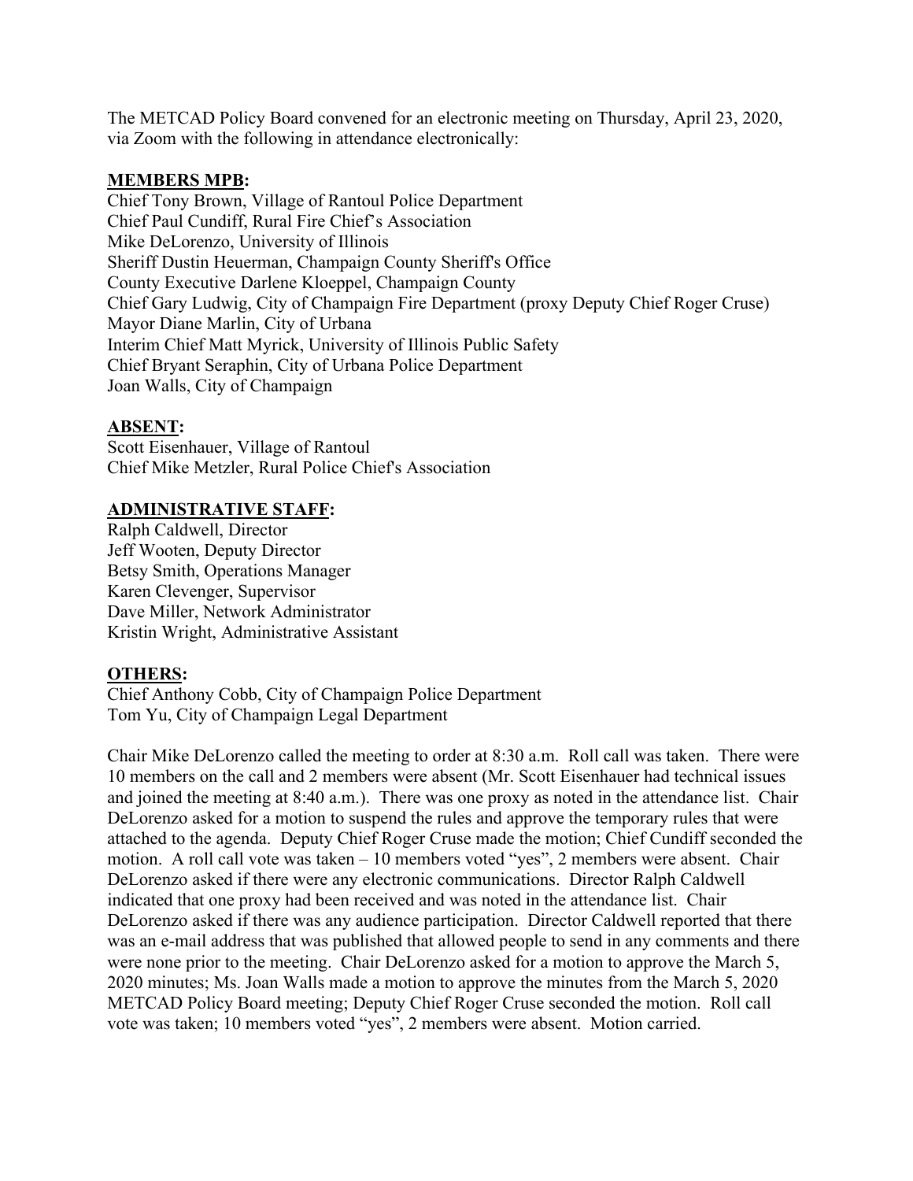The METCAD Policy Board convened for an electronic meeting on Thursday, April 23, 2020, via Zoom with the following in attendance electronically:

**MEMBERS MPB:**

Chief Tony Brown, Village of Rantoul Police Department
Chief Paul Cundiff, Rural Fire Chief's Association
Mike DeLorenzo, University of Illinois
Sheriff Dustin Heuerman, Champaign County Sheriff's Office
County Executive Darlene Kloeppel, Champaign County
Chief Gary Ludwig, City of Champaign Fire Department (proxy Deputy Chief Roger Cruse)
Mayor Diane Marlin, City of Urbana
Interim Chief Matt Myrick, University of Illinois Public Safety
Chief Bryant Seraphin, City of Urbana Police Department
Joan Walls, City of Champaign

**ABSENT:**

Scott Eisenhauer, Village of Rantoul
Chief Mike Metzler, Rural Police Chief's Association

**ADMINISTRATIVE STAFF:**

Ralph Caldwell, Director
Jeff Wooten, Deputy Director
Betsy Smith, Operations Manager
Karen Clevenger, Supervisor
Dave Miller, Network Administrator
Kristin Wright, Administrative Assistant

**OTHERS:**

Chief Anthony Cobb, City of Champaign Police Department
Tom Yu, City of Champaign Legal Department

Chair Mike DeLorenzo called the meeting to order at 8:30 a.m. Roll call was taken. There were 10 members on the call and 2 members were absent (Mr. Scott Eisenhauer had technical issues and joined the meeting at 8:40 a.m.). There was one proxy as noted in the attendance list. Chair DeLorenzo asked for a motion to suspend the rules and approve the temporary rules that were attached to the agenda. Deputy Chief Roger Cruse made the motion; Chief Cundiff seconded the motion. A roll call vote was taken – 10 members voted "yes", 2 members were absent. Chair DeLorenzo asked if there were any electronic communications. Director Ralph Caldwell indicated that one proxy had been received and was noted in the attendance list. Chair DeLorenzo asked if there was any audience participation. Director Caldwell reported that there was an e-mail address that was published that allowed people to send in any comments and there were none prior to the meeting. Chair DeLorenzo asked for a motion to approve the March 5, 2020 minutes; Ms. Joan Walls made a motion to approve the minutes from the March 5, 2020 METCAD Policy Board meeting; Deputy Chief Roger Cruse seconded the motion. Roll call vote was taken; 10 members voted "yes", 2 members were absent. Motion carried.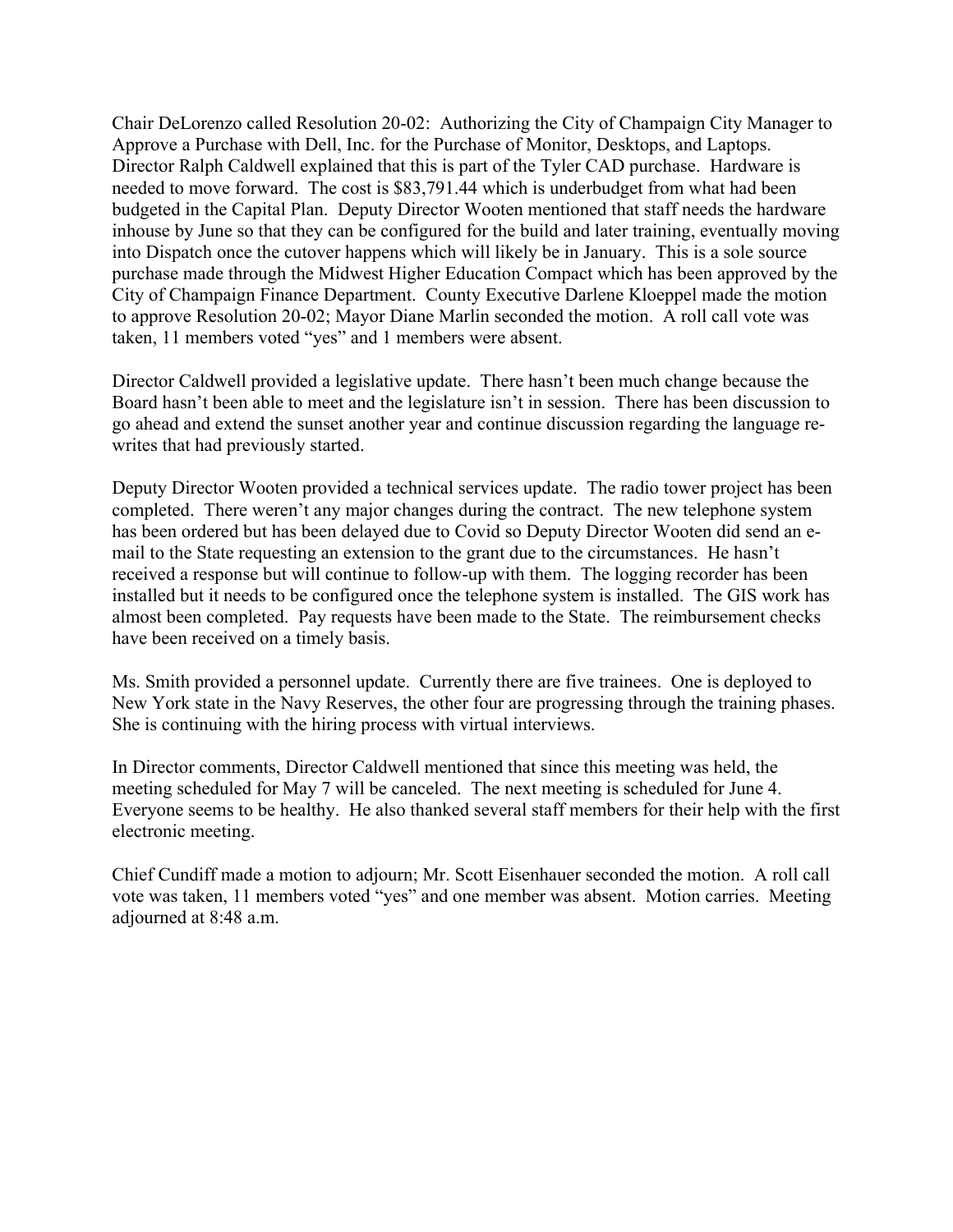Chair DeLorenzo called Resolution 20-02: Authorizing the City of Champaign City Manager to Approve a Purchase with Dell, Inc. for the Purchase of Monitor, Desktops, and Laptops. Director Ralph Caldwell explained that this is part of the Tyler CAD purchase. Hardware is needed to move forward. The cost is $83,791.44 which is underbudget from what had been budgeted in the Capital Plan. Deputy Director Wooten mentioned that staff needs the hardware inhouse by June so that they can be configured for the build and later training, eventually moving into Dispatch once the cutover happens which will likely be in January. This is a sole source purchase made through the Midwest Higher Education Compact which has been approved by the City of Champaign Finance Department. County Executive Darlene Kloeppel made the motion to approve Resolution 20-02; Mayor Diane Marlin seconded the motion. A roll call vote was taken, 11 members voted "yes" and 1 members were absent.

Director Caldwell provided a legislative update. There hasn't been much change because the Board hasn't been able to meet and the legislature isn't in session. There has been discussion to go ahead and extend the sunset another year and continue discussion regarding the language re-writes that had previously started.

Deputy Director Wooten provided a technical services update. The radio tower project has been completed. There weren't any major changes during the contract. The new telephone system has been ordered but has been delayed due to Covid so Deputy Director Wooten did send an e-mail to the State requesting an extension to the grant due to the circumstances. He hasn't received a response but will continue to follow-up with them. The logging recorder has been installed but it needs to be configured once the telephone system is installed. The GIS work has almost been completed. Pay requests have been made to the State. The reimbursement checks have been received on a timely basis.

Ms. Smith provided a personnel update. Currently there are five trainees. One is deployed to New York state in the Navy Reserves, the other four are progressing through the training phases. She is continuing with the hiring process with virtual interviews.

In Director comments, Director Caldwell mentioned that since this meeting was held, the meeting scheduled for May 7 will be canceled. The next meeting is scheduled for June 4. Everyone seems to be healthy. He also thanked several staff members for their help with the first electronic meeting.

Chief Cundiff made a motion to adjourn; Mr. Scott Eisenhauer seconded the motion. A roll call vote was taken, 11 members voted "yes" and one member was absent. Motion carries. Meeting adjourned at 8:48 a.m.